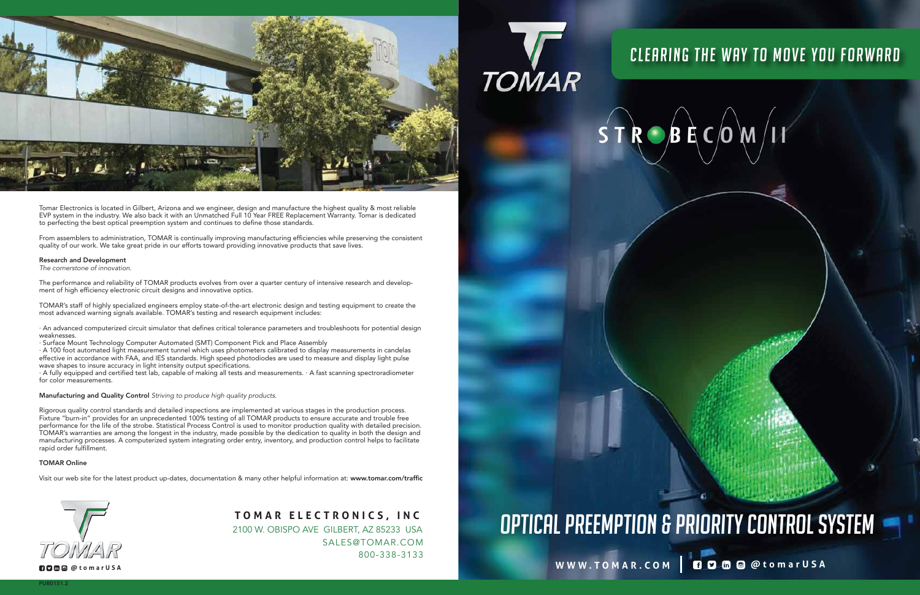Tomar Electronics is located in Gilbert, Arizona and we engineer, design and manufacture the highest quality & most reliable EVP system in the industry. We also back it with an Unmatched Full 10 Year FREE Replacement Warranty. Tomar is dedicated to perfecting the best optical preemption system and continues to define those standards.

From assemblers to administration, TOMAR is continually improving manufacturing efficiencies while preserving the consistent quality of our work. We take great pride in our efforts toward providing innovative products that save lives.

**Research and Development**
*The cornerstone of innovation.*

The performance and reliability of TOMAR products evolves from over a quarter century of intensive research and development of high efficiency electronic circuit designs and innovative optics.

TOMAR's staff of highly specialized engineers employ state-of-the-art electronic design and testing equipment to create the most advanced warning signals available. TOMAR's testing and research equipment includes:

· An advanced computerized circuit simulator that defines critical tolerance parameters and troubleshoots for potential design weaknesses.
· Surface Mount Technology Computer Automated (SMT) Component Pick and Place Assembly
· A 100 foot automated light measurement tunnel which uses photometers calibrated to display measurements in candelas effective in accordance with FAA, and IES standards. High speed photodiodes are used to measure and display light pulse wave shapes to insure accuracy in light intensity output specifications.
· A fully equipped and certified test lab, capable of making all tests and measurements. · A fast scanning spectroradiometer for color measurements.

**Manufacturing and Quality Control** *Striving to produce high quality products.*

Rigorous quality control standards and detailed inspections are implemented at various stages in the production process. Fixture "burn-in" provides for an unprecedented 100% testing of all TOMAR products to ensure accurate and trouble free performance for the life of the strobe. Statistical Process Control is used to monitor production quality with detailed precision. TOMAR's warranties are among the longest in the industry, made possible by the dedication to quality in both the design and manufacturing processes. A computerized system integrating order entry, inventory, and production control helps to facilitate rapid order fulfillment.

**TOMAR Online**

Visit our web site for the latest product up-dates, documentation & many other helpful information at: **www.tomar.com/traffic**

TOMAR

@tomarUSA

**TOMAR ELECTRONICS, INC**
2100 W. OBISPO AVE GILBERT, AZ 85233 USA
SALES@TOMAR.COM
800-338-3133

PUB0151.2

TOMAR

# CLEARING THE WAY TO MOVE YOU FORWARD

# STROBECOM II

# OPTICAL PREEMPTION & PRIORITY CONTROL SYSTEM

**WWW.TOMAR.COM** | @tomarUSA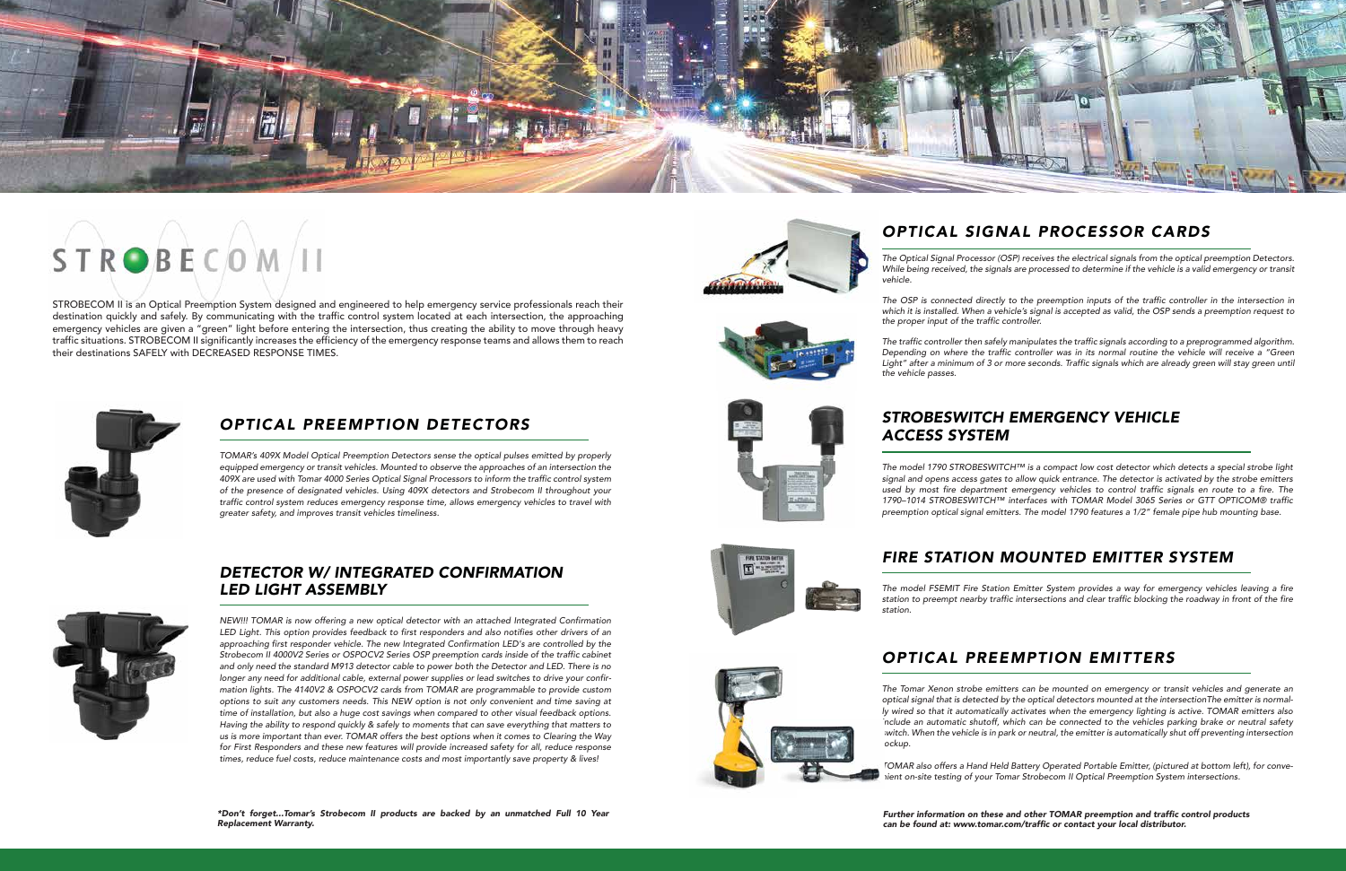# STROBECOM II

STROBECOM II is an Optical Preemption System designed and engineered to help emergency service professionals reach their destination quickly and safely. By communicating with the traffic control system located at each intersection, the approaching emergency vehicles are given a "green" light before entering the intersection, thus creating the ability to move through heavy traffic situations. STROBECOM II significantly increases the efficiency of the emergency response teams and allows them to reach their destinations SAFELY with DECREASED RESPONSE TIMES.

## OPTICAL PREEMPTION DETECTORS

*TOMAR's 409X Model Optical Preemption Detectors sense the optical pulses emitted by properly equipped emergency or transit vehicles. Mounted to observe the approaches of an intersection the 409X are used with Tomar 4000 Series Optical Signal Processors to inform the traffic control system of the presence of designated vehicles. Using 409X detectors and Strobecom II throughout your traffic control system reduces emergency response time, allows emergency vehicles to travel with greater safety, and improves transit vehicles timeliness.*

## DETECTOR W/ INTEGRATED CONFIRMATION LED LIGHT ASSEMBLY

*NEW!!! TOMAR is now offering a new optical detector with an attached Integrated Confirmation LED Light. This option provides feedback to first responders and also notifies other drivers of an approaching first responder vehicle. The new Integrated Confirmation LED's are controlled by the Strobecom II 4000V2 Series or OSPOCV2 Series OSP preemption cards inside of the traffic cabinet and only need the standard M913 detector cable to power both the Detector and LED. There is no longer any need for additional cable, external power supplies or lead switches to drive your confirmation lights. The 4140V2 & OSPOCV2 cards from TOMAR are programmable to provide custom options to suit any customers needs. This NEW option is not only convenient and time saving at time of installation, but also a huge cost savings when compared to other visual feedback options. Having the ability to respond quickly & safely to moments that can save everything that matters to us is more important than ever. TOMAR offers the best options when it comes to Clearing the Way for First Responders and these new features will provide increased safety for all, reduce response times, reduce fuel costs, reduce maintenance costs and most importantly save property & lives!*

***Don't forget...Tomar's Strobecom II products are backed by an unmatched Full 10 Year Replacement Warranty.***

## OPTICAL SIGNAL PROCESSOR CARDS

*The Optical Signal Processor (OSP) receives the electrical signals from the optical preemption Detectors. While being received, the signals are processed to determine if the vehicle is a valid emergency or transit vehicle.*

*The OSP is connected directly to the preemption inputs of the traffic controller in the intersection in which it is installed. When a vehicle's signal is accepted as valid, the OSP sends a preemption request to the proper input of the traffic controller.*

*The traffic controller then safely manipulates the traffic signals according to a preprogrammed algorithm. Depending on where the traffic controller was in its normal routine the vehicle will receive a "Green Light" after a minimum of 3 or more seconds. Traffic signals which are already green will stay green until the vehicle passes.*

## STROBESWITCH EMERGENCY VEHICLE ACCESS SYSTEM

*The model 1790 STROBESWITCH™ is a compact low cost detector which detects a special strobe light signal and opens access gates to allow quick entrance. The detector is activated by the strobe emitters used by most fire department emergency vehicles to control traffic signals en route to a fire. The 1790–1014 STROBESWITCH™ interfaces with TOMAR Model 3065 Series or GTT OPTICOM® traffic preemption optical signal emitters. The model 1790 features a 1/2" female pipe hub mounting base.*

## FIRE STATION MOUNTED EMITTER SYSTEM

*The model FSEMIT Fire Station Emitter System provides a way for emergency vehicles leaving a fire station to preempt nearby traffic intersections and clear traffic blocking the roadway in front of the fire station.*

## OPTICAL PREEMPTION EMITTERS

*The Tomar Xenon strobe emitters can be mounted on emergency or transit vehicles and generate an optical signal that is detected by the optical detectors mounted at the intersectionThe emitter is normally wired so that it automatically activates when the emergency lighting is active. TOMAR emitters also include an automatic shutoff, which can be connected to the vehicles parking brake or neutral safety switch. When the vehicle is in park or neutral, the emitter is automatically shut off preventing intersection lockup.*

*TOMAR also offers a Hand Held Battery Operated Portable Emitter, (pictured at bottom left), for convenient on-site testing of your Tomar Strobecom II Optical Preemption System intersections.*

***Further information on these and other TOMAR preemption and traffic control products can be found at: www.tomar.com/traffic or contact your local distributor.***